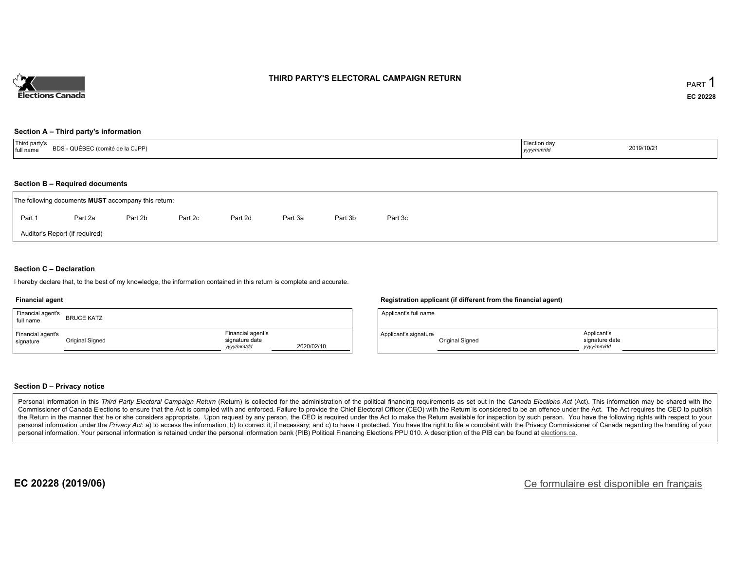# THIRD PARTY'S ELECTORAL CAMPAIGN RETURN

PART 1

**EC 20228**

### Section A – Third party's information

| Third party's full name | BDS - QUÉBEC (comité de la CJPP) | Election day *yyyy/mm/dd* | 2019/10/21 |
| --- | --- | --- | --- |

### Section B – Required documents

The following documents **MUST** accompany this return:

Part 1 Part 2a Part 2b Part 2c Part 2d Part 3a Part 3b Part 3c

Auditor's Report (if required)

### Section C – Declaration

I hereby declare that, to the best of my knowledge, the information contained in this return is complete and accurate.

**Financial agent**

| Financial agent's full name | BRUCE KATZ | | |
| --- | --- | --- | --- |
| Financial agent's signature | Original Signed | Financial agent's signature date *yyyy/mm/dd* | 2020/02/10 |

**Registration applicant (if different from the financial agent)**

| Applicant's full name | | | |
| --- | --- | --- | --- |
| Applicant's signature | Original Signed | Applicant's signature date *yyyy/mm/dd* | |

### Section D – Privacy notice

Personal information in this *Third Party Electoral Campaign Return* (Return) is collected for the administration of the political financing requirements as set out in the *Canada Elections Act* (Act). This information may be shared with the Commissioner of Canada Elections to ensure that the Act is complied with and enforced. Failure to provide the Chief Electoral Officer (CEO) with the Return is considered to be an offence under the Act. The Act requires the CEO to publish the Return in the manner that he or she considers appropriate. Upon request by any person, the CEO is required under the Act to make the Return available for inspection by such person. You have the following rights with respect to your personal information under the *Privacy Act*: a) to access the information; b) to correct it, if necessary; and c) to have it protected. You have the right to file a complaint with the Privacy Commissioner of Canada regarding the handling of your personal information. Your personal information is retained under the personal information bank (PIB) Political Financing Elections PPU 010. A description of the PIB can be found at elections.ca.

**EC 20228 (2019/06)**

Ce formulaire est disponible en français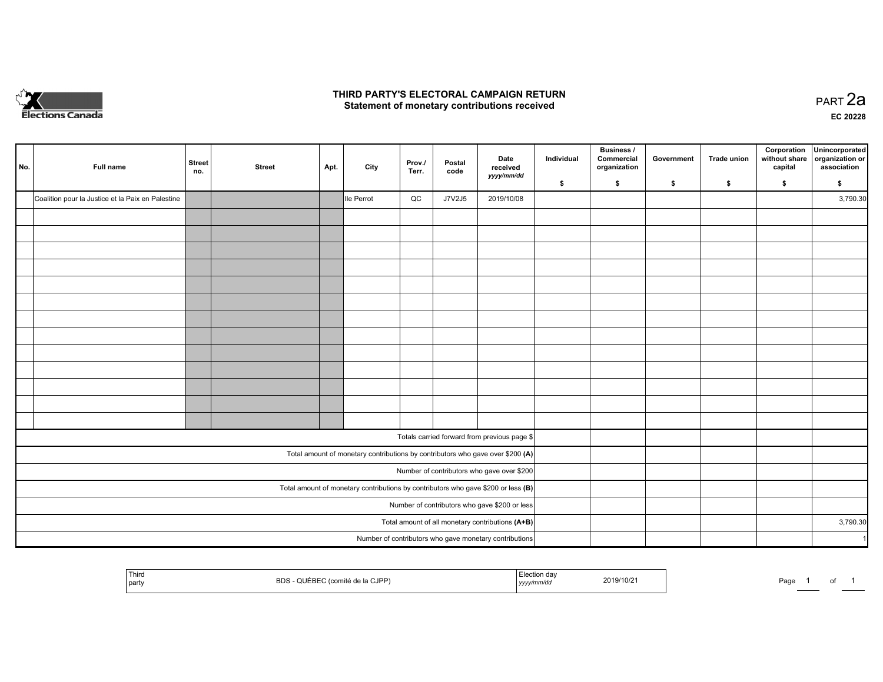# THIRD PARTY'S ELECTORAL CAMPAIGN RETURN
## Statement of monetary contributions received

PART 2a

EC 20228

| No. | Full name | Street no. | Street | Apt. | City | Prov./ Terr. | Postal code | Date received yyyy/mm/dd | Individual $ | Business / Commercial organization $ | Government $ | Trade union $ | Corporation without share capital $ | Unincorporated organization or association $ |
|---|---|---|---|---|---|---|---|---|---|---|---|---|---|---|
| | Coalition pour la Justice et la Paix en Palestine | | | | Ile Perrot | QC | J7V2J5 | 2019/10/08 | | | | | | 3,790.30 |
| | | | | | | | | | | | | | | |
| | | | | | | | | | | | | | | |
| | | | | | | | | | | | | | | |
| | | | | | | | | | | | | | | |
| | | | | | | | | | | | | | | |
| | | | | | | | | | | | | | | |
| | | | | | | | | | | | | | | |
| | | | | | | | | | | | | | | |
| | | | | | | | | | | | | | | |
| | | | | | | | | | | | | | | |
| | | | | | | | | | | | | | | |
| | | | | | | | | | | | | | | |
| | | | | | | | | | | | | | | |
| | Totals carried forward from previous page $ | | | | | | | | | | | | | |
| | Total amount of monetary contributions by contributors who gave over $200 (A) | | | | | | | | | | | | | |
| | Number of contributors who gave over $200 | | | | | | | | | | | | | |
| | Total amount of monetary contributions by contributors who gave $200 or less (B) | | | | | | | | | | | | | |
| | Number of contributors who gave $200 or less | | | | | | | | | | | | | |
| | Total amount of all monetary contributions (A+B) | | | | | | | | | | | | | 3,790.30 |
| | Number of contributors who gave monetary contributions | | | | | | | | | | | | | 1 |

| Third party | BDS - QUÉBEC (comité de la CJPP) | Election day yyyy/mm/dd | 2019/10/21 |
|---|---|---|---|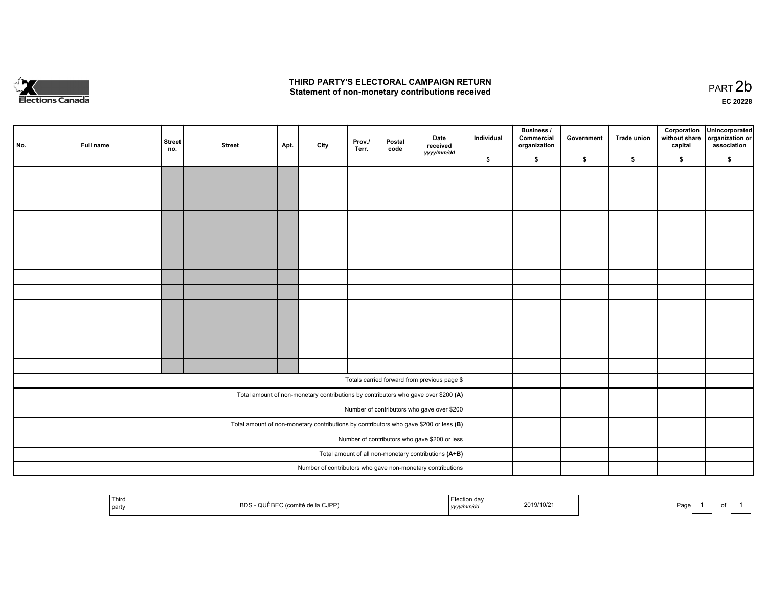# THIRD PARTY'S ELECTORAL CAMPAIGN RETURN

## Statement of non-monetary contributions received

PART 2b

**EC 20228**

| No. | Full name | Street no. | Street | Apt. | City | Prov./ Terr. | Postal code | Date received *yyyy/mm/dd* | Individual $ | Business / Commercial organization $ | Government $ | Trade union $ | Corporation without share capital $ | Unincorporated organization or association $ |
|---|---|---|---|---|---|---|---|---|---|---|---|---|---|---|
| | | | | | | | | | | | | | | |
| | | | | | | | | | | | | | | |
| | | | | | | | | | | | | | | |
| | | | | | | | | | | | | | | |
| | | | | | | | | | | | | | | |
| | | | | | | | | | | | | | | |
| | | | | | | | | | | | | | | |
| | | | | | | | | | | | | | | |
| | | | | | | | | | | | | | | |
| | | | | | | | | | | | | | | |
| | | | | | | | | | | | | | | |
| | | | | | | | | | | | | | | |
| | | | | | | | | | | | | | | |
| | | | | | | | | | | | | | | |
| Totals carried forward from previous page $ | | | | | | | | | | | | | | |
| Total amount of non-monetary contributions by contributors who gave over $200 **(A)** | | | | | | | | | | | | | | |
| Number of contributors who gave over $200 | | | | | | | | | | | | | | |
| Total amount of non-monetary contributions by contributors who gave $200 or less **(B)** | | | | | | | | | | | | | | |
| Number of contributors who gave $200 or less | | | | | | | | | | | | | | |
| Total amount of all non-monetary contributions **(A+B)** | | | | | | | | | | | | | | |
| Number of contributors who gave non-monetary contributions | | | | | | | | | | | | | | |

| Third party | BDS - QUÉBEC (comité de la CJPP) | Election day *yyyy/mm/dd* | 2019/10/21 |
|---|---|---|---|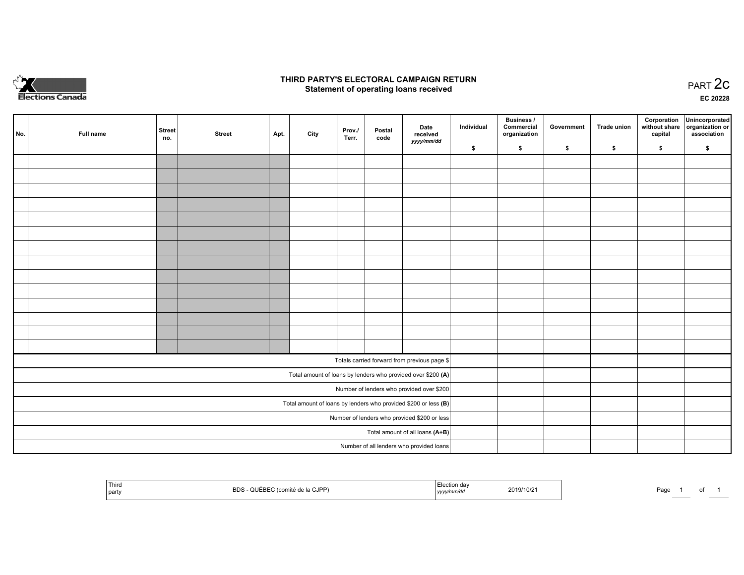# THIRD PARTY'S ELECTORAL CAMPAIGN RETURN
## Statement of operating loans received

PART 2c

EC 20228

| No. | Full name | Street no. | Street | Apt. | City | Prov./ Terr. | Postal code | Date received yyyy/mm/dd | Individual $ | Business / Commercial organization $ | Government $ | Trade union $ | Corporation without share capital $ | Unincorporated organization or association $ |
|---|---|---|---|---|---|---|---|---|---|---|---|---|---|---|
| | | | | | | | | | | | | | | |
| | | | | | | | | | | | | | | |
| | | | | | | | | | | | | | | |
| | | | | | | | | | | | | | | |
| | | | | | | | | | | | | | | |
| | | | | | | | | | | | | | | |
| | | | | | | | | | | | | | | |
| | | | | | | | | | | | | | | |
| | | | | | | | | | | | | | | |
| | | | | | | | | | | | | | | |
| | | | | | | | | | | | | | | |
| | | | | | | | | | | | | | | |
| | | | | | | | | | | | | | | |
| | | | | | | | | | | | | | | |
| Totals carried forward from previous page $ | | | | | | | | | | | | | | |
| Total amount of loans by lenders who provided over $200 **(A)** | | | | | | | | | | | | | | |
| Number of lenders who provided over $200 | | | | | | | | | | | | | | |
| Total amount of loans by lenders who provided $200 or less **(B)** | | | | | | | | | | | | | | |
| Number of lenders who provided $200 or less | | | | | | | | | | | | | | |
| Total amount of all loans **(A+B)** | | | | | | | | | | | | | | |
| Number of all lenders who provided loans | | | | | | | | | | | | | | |

| Third party | BDS - QUÉBEC (comité de la CJPP) | Election day yyyy/mm/dd | 2019/10/21 |
|---|---|---|---|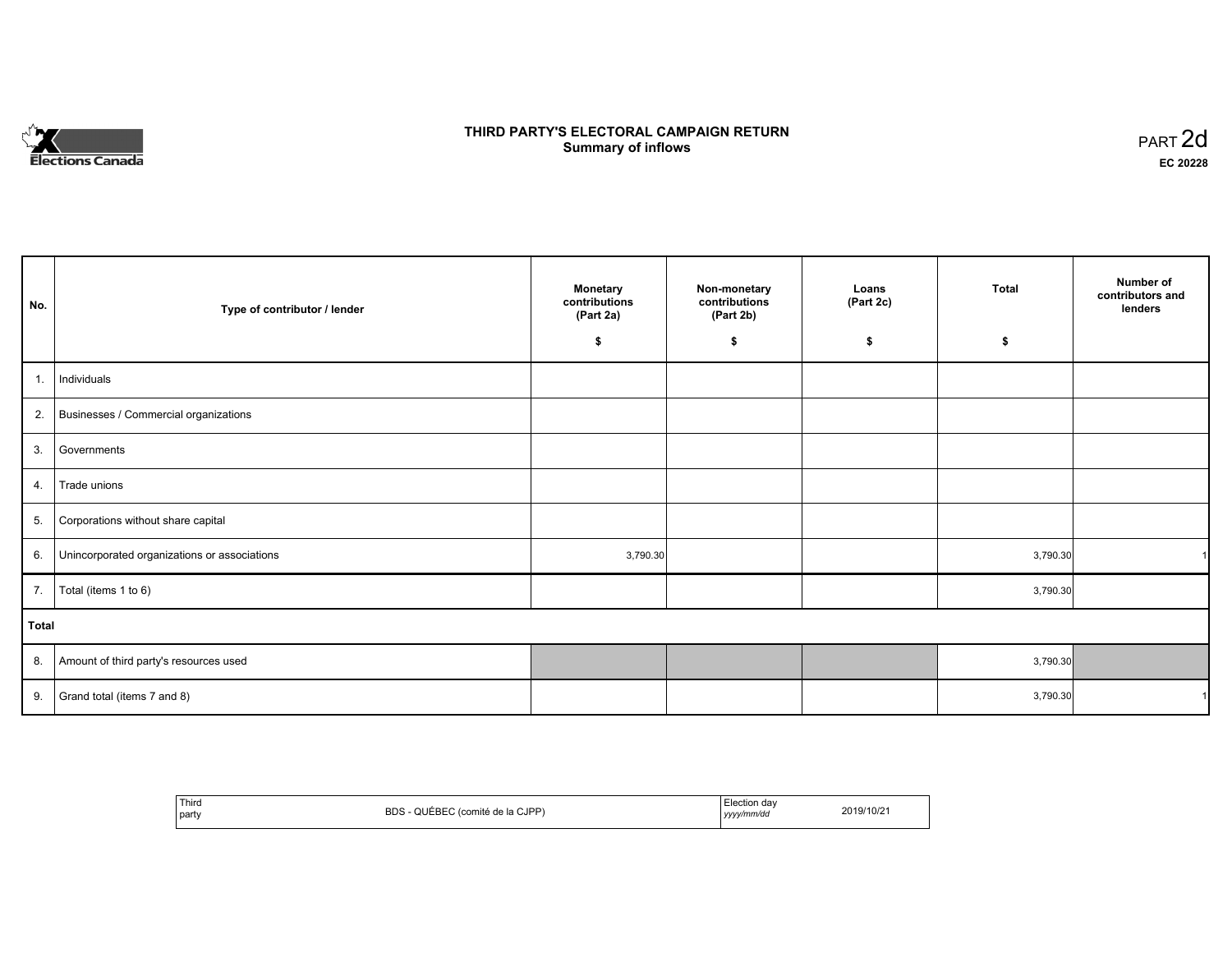Elections Canada

# THIRD PARTY'S ELECTORAL CAMPAIGN RETURN
## Summary of inflows

PART 2d
**EC 20228**

| No. | Type of contributor / lender | Monetary contributions (Part 2a) $ | Non-monetary contributions (Part 2b) $ | Loans (Part 2c) $ | Total $ | Number of contributors and lenders |
|---|---|---|---|---|---|---|
| 1. | Individuals | | | | | |
| 2. | Businesses / Commercial organizations | | | | | |
| 3. | Governments | | | | | |
| 4. | Trade unions | | | | | |
| 5. | Corporations without share capital | | | | | |
| 6. | Unincorporated organizations or associations | 3,790.30 | | | 3,790.30 | 1 |
| 7. | Total (items 1 to 6) | | | | 3,790.30 | |
| **Total** | | | | | | |
| 8. | Amount of third party's resources used | | | | 3,790.30 | |
| 9. | Grand total (items 7 and 8) | | | | 3,790.30 | 1 |

| Third party | BDS - QUÉBEC (comité de la CJPP) | Election day *yyyy/mm/dd* | 2019/10/21 |
|---|---|---|---|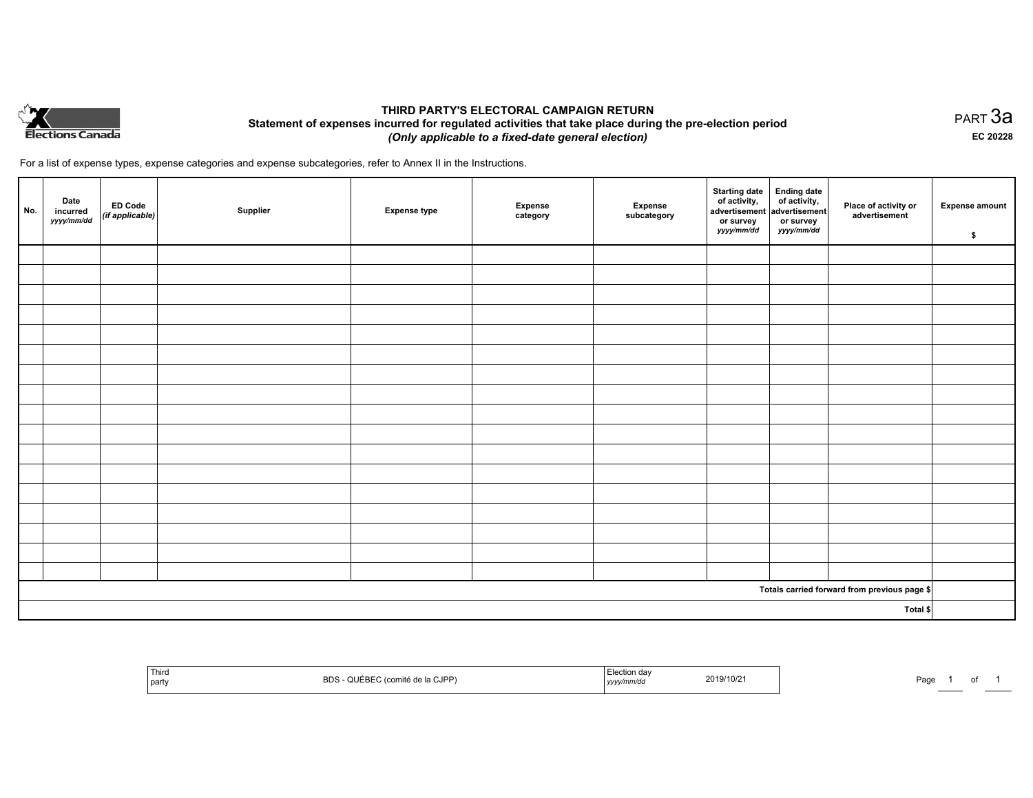Elections Canada

# THIRD PARTY'S ELECTORAL CAMPAIGN RETURN

## Statement of expenses incurred for regulated activities that take place during the pre-election period

*(Only applicable to a fixed-date general election)*

PART 3a

EC 20228

For a list of expense types, expense categories and expense subcategories, refer to Annex II in the Instructions.

| No. | Date incurred *yyyy/mm/dd* | ED Code *(if applicable)* | Supplier | Expense type | Expense category | Expense subcategory | Starting date of activity, advertisement or survey *yyyy/mm/dd* | Ending date of activity, advertisement or survey *yyyy/mm/dd* | Place of activity or advertisement | Expense amount $ |
|---|---|---|---|---|---|---|---|---|---|---|
| | | | | | | | | | | |
| | | | | | | | | | | |
| | | | | | | | | | | |
| | | | | | | | | | | |
| | | | | | | | | | | |
| | | | | | | | | | | |
| | | | | | | | | | | |
| | | | | | | | | | | |
| | | | | | | | | | | |
| | | | | | | | | | | |
| | | | | | | | | | | |
| | | | | | | | | | | |
| | | | | | | | | | | |
| | | | | | | | | | | |
| | | | | | | | | | | |
| | | | | | | | | | | |
| | | | | | | | | | | |
| | | | | | | | | | Totals carried forward from previous page $ | |
| | | | | | | | | | Total $ | |

| Third party | BDS - QUÉBEC (comité de la CJPP) | Election day *yyyy/mm/dd* | 2019/10/21 |
|---|---|---|---|

Page 1 of 1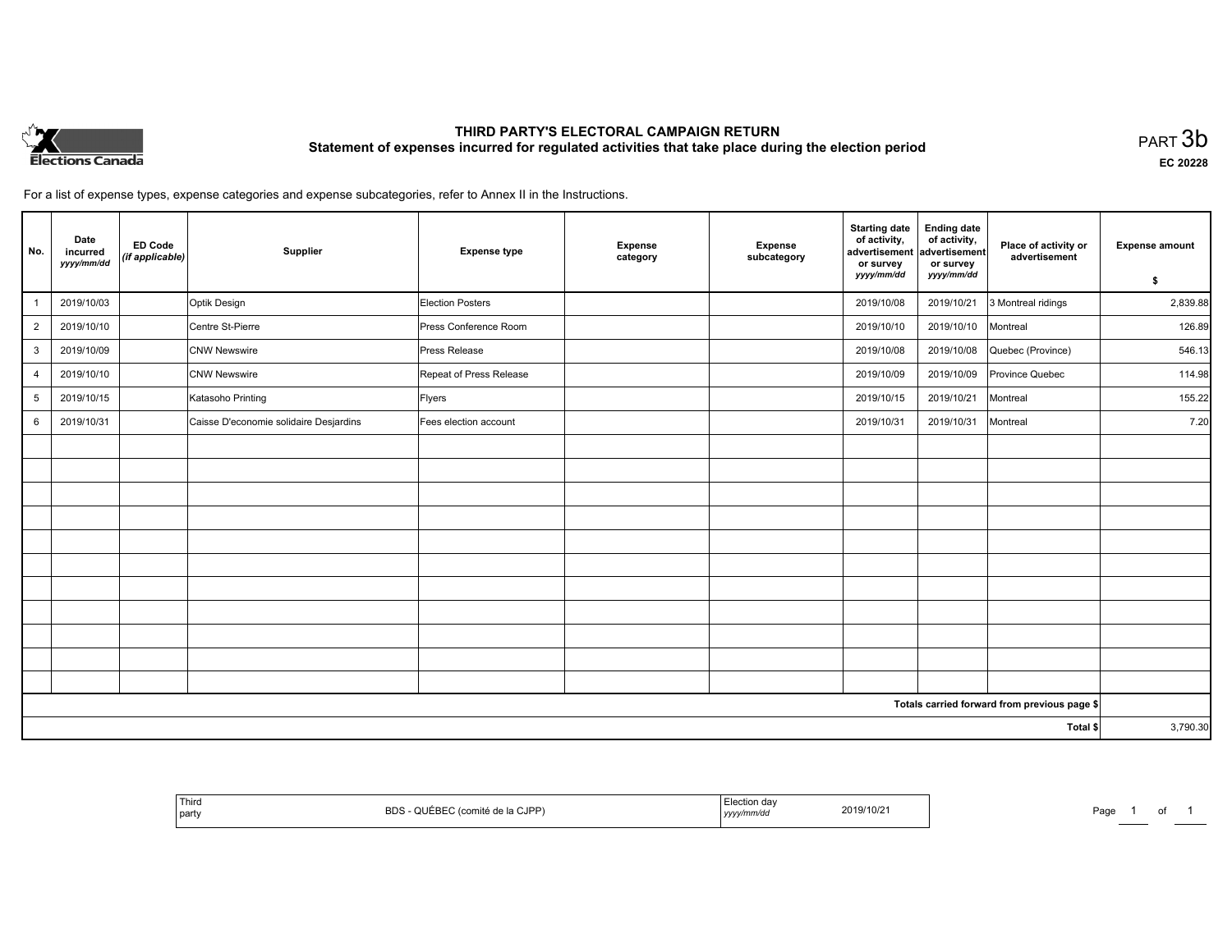# THIRD PARTY'S ELECTORAL CAMPAIGN RETURN

## Statement of expenses incurred for regulated activities that take place during the election period

PART 3b

EC 20228

For a list of expense types, expense categories and expense subcategories, refer to Annex II in the Instructions.

| No. | Date incurred *yyyy/mm/dd* | ED Code *(if applicable)* | Supplier | Expense type | Expense category | Expense subcategory | Starting date of activity, advertisement or survey *yyyy/mm/dd* | Ending date of activity, advertisement or survey *yyyy/mm/dd* | Place of activity or advertisement | Expense amount $ |
|---|---|---|---|---|---|---|---|---|---|---|
| 1 | 2019/10/03 | | Optik Design | Election Posters | | | 2019/10/08 | 2019/10/21 | 3 Montreal ridings | 2,839.88 |
| 2 | 2019/10/10 | | Centre St-Pierre | Press Conference Room | | | 2019/10/10 | 2019/10/10 | Montreal | 126.89 |
| 3 | 2019/10/09 | | CNW Newswire | Press Release | | | 2019/10/08 | 2019/10/08 | Quebec (Province) | 546.13 |
| 4 | 2019/10/10 | | CNW Newswire | Repeat of Press Release | | | 2019/10/09 | 2019/10/09 | Province Quebec | 114.98 |
| 5 | 2019/10/15 | | Katasoho Printing | Flyers | | | 2019/10/15 | 2019/10/21 | Montreal | 155.22 |
| 6 | 2019/10/31 | | Caisse D'economie solidaire Desjardins | Fees election account | | | 2019/10/31 | 2019/10/31 | Montreal | 7.20 |
| | | | | | | | | | | |
| | | | | | | | | | | |
| | | | | | | | | | | |
| | | | | | | | | | | |
| | | | | | | | | | | |
| | | | | | | | | | | |
| | | | | | | | | | | |
| | | | | | | | | | | |
| | | | | | | | | | | |
| | | | | | | | | | | |
| | | | | | | | | | | |
| | | | | | | | | | Totals carried forward from previous page $ | |
| | | | | | | | | | Total $ | 3,790.30 |

| Third party | BDS - QUÉBEC (comité de la CJPP) | Election day *yyyy/mm/dd* | 2019/10/21 |
|---|---|---|---|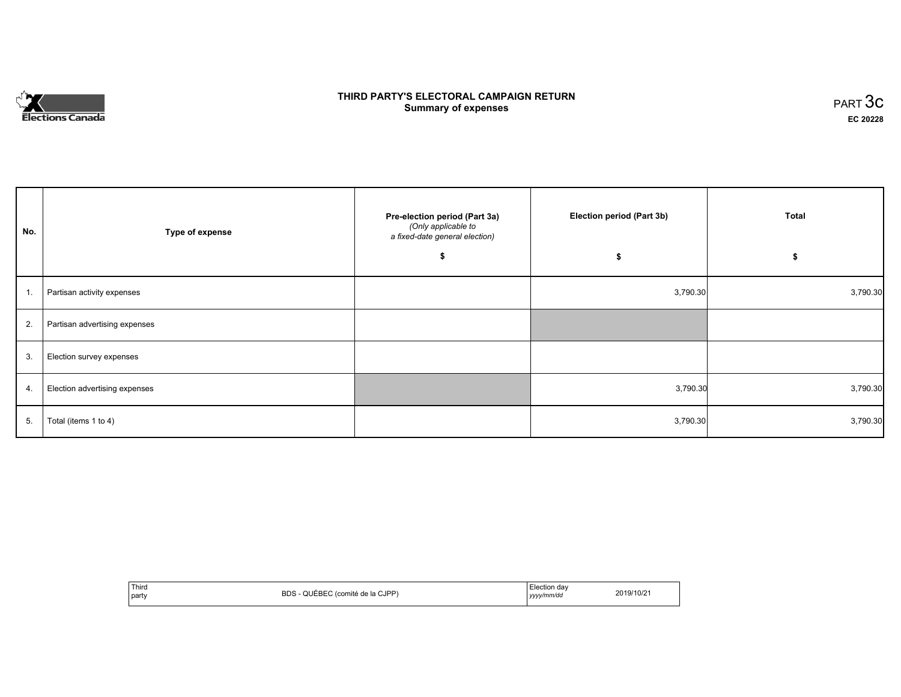Elections Canada

# THIRD PARTY'S ELECTORAL CAMPAIGN RETURN
## Summary of expenses

PART 3c

EC 20228

| No. | Type of expense | Pre-election period (Part 3a) *(Only applicable to a fixed-date general election)* $ | Election period (Part 3b) $ | Total $ |
|---|---|---|---|---|
| 1. | Partisan activity expenses | | 3,790.30 | 3,790.30 |
| 2. | Partisan advertising expenses | | | |
| 3. | Election survey expenses | | | |
| 4. | Election advertising expenses | | 3,790.30 | 3,790.30 |
| 5. | Total (items 1 to 4) | | 3,790.30 | 3,790.30 |

| | | | |
|---|---|---|---|
| Third party | BDS - QUÉBEC (comité de la CJPP) | Election day *yyyy/mm/dd* | 2019/10/21 |